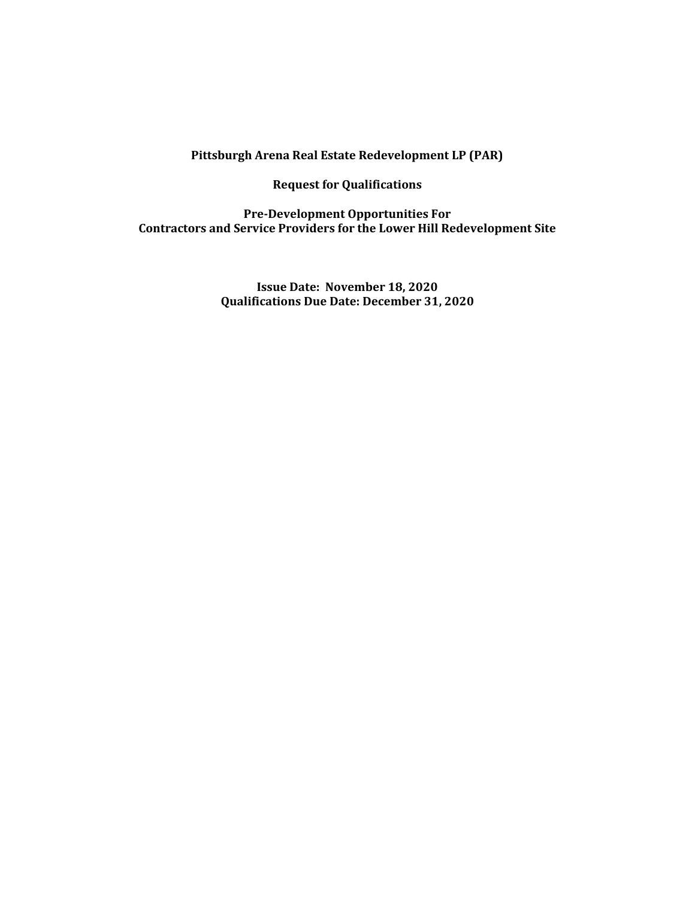**Pittsburgh Arena Real Estate Redevelopment LP (PAR)**

**Request for Qualifications**

**Pre-Development Opportunities For**
**Contractors and Service Providers for the Lower Hill Redevelopment Site**

**Issue Date: November 18, 2020**
**Qualifications Due Date: December 31, 2020**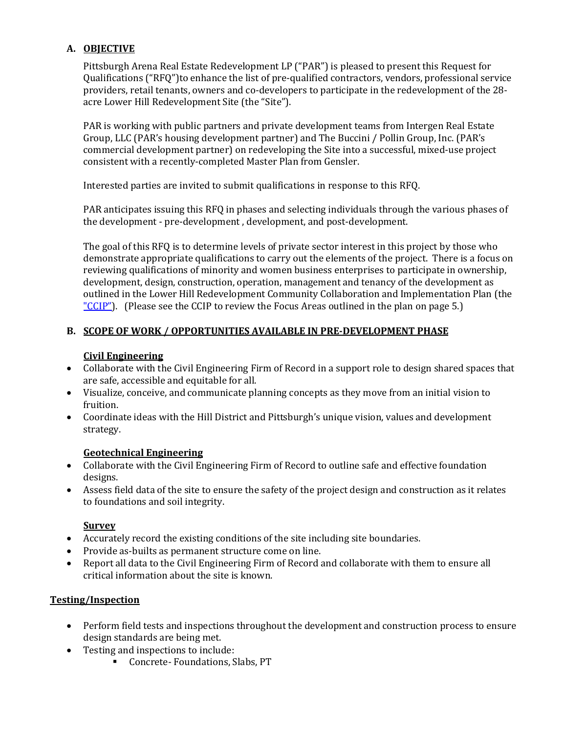## A. OBJECTIVE

Pittsburgh Arena Real Estate Redevelopment LP ("PAR") is pleased to present this Request for Qualifications ("RFQ")to enhance the list of pre-qualified contractors, vendors, professional service providers, retail tenants, owners and co-developers to participate in the redevelopment of the 28-acre Lower Hill Redevelopment Site (the "Site").

PAR is working with public partners and private development teams from Intergen Real Estate Group, LLC (PAR's housing development partner) and The Buccini / Pollin Group, Inc. (PAR's commercial development partner) on redeveloping the Site into a successful, mixed-use project consistent with a recently-completed Master Plan from Gensler.

Interested parties are invited to submit qualifications in response to this RFQ.

PAR anticipates issuing this RFQ in phases and selecting individuals through the various phases of the development - pre-development , development, and post-development.

The goal of this RFQ is to determine levels of private sector interest in this project by those who demonstrate appropriate qualifications to carry out the elements of the project. There is a focus on reviewing qualifications of minority and women business enterprises to participate in ownership, development, design, construction, operation, management and tenancy of the development as outlined in the Lower Hill Redevelopment Community Collaboration and Implementation Plan (the "CCIP"). (Please see the CCIP to review the Focus Areas outlined in the plan on page 5.)

## B. SCOPE OF WORK / OPPORTUNITIES AVAILABLE IN PRE-DEVELOPMENT PHASE

### Civil Engineering

- Collaborate with the Civil Engineering Firm of Record in a support role to design shared spaces that are safe, accessible and equitable for all.
- Visualize, conceive, and communicate planning concepts as they move from an initial vision to fruition.
- Coordinate ideas with the Hill District and Pittsburgh's unique vision, values and development strategy.

### Geotechnical Engineering

- Collaborate with the Civil Engineering Firm of Record to outline safe and effective foundation designs.
- Assess field data of the site to ensure the safety of the project design and construction as it relates to foundations and soil integrity.

### Survey

- Accurately record the existing conditions of the site including site boundaries.
- Provide as-builts as permanent structure come on line.
- Report all data to the Civil Engineering Firm of Record and collaborate with them to ensure all critical information about the site is known.

### Testing/Inspection

- Perform field tests and inspections throughout the development and construction process to ensure design standards are being met.
- Testing and inspections to include:
  - Concrete- Foundations, Slabs, PT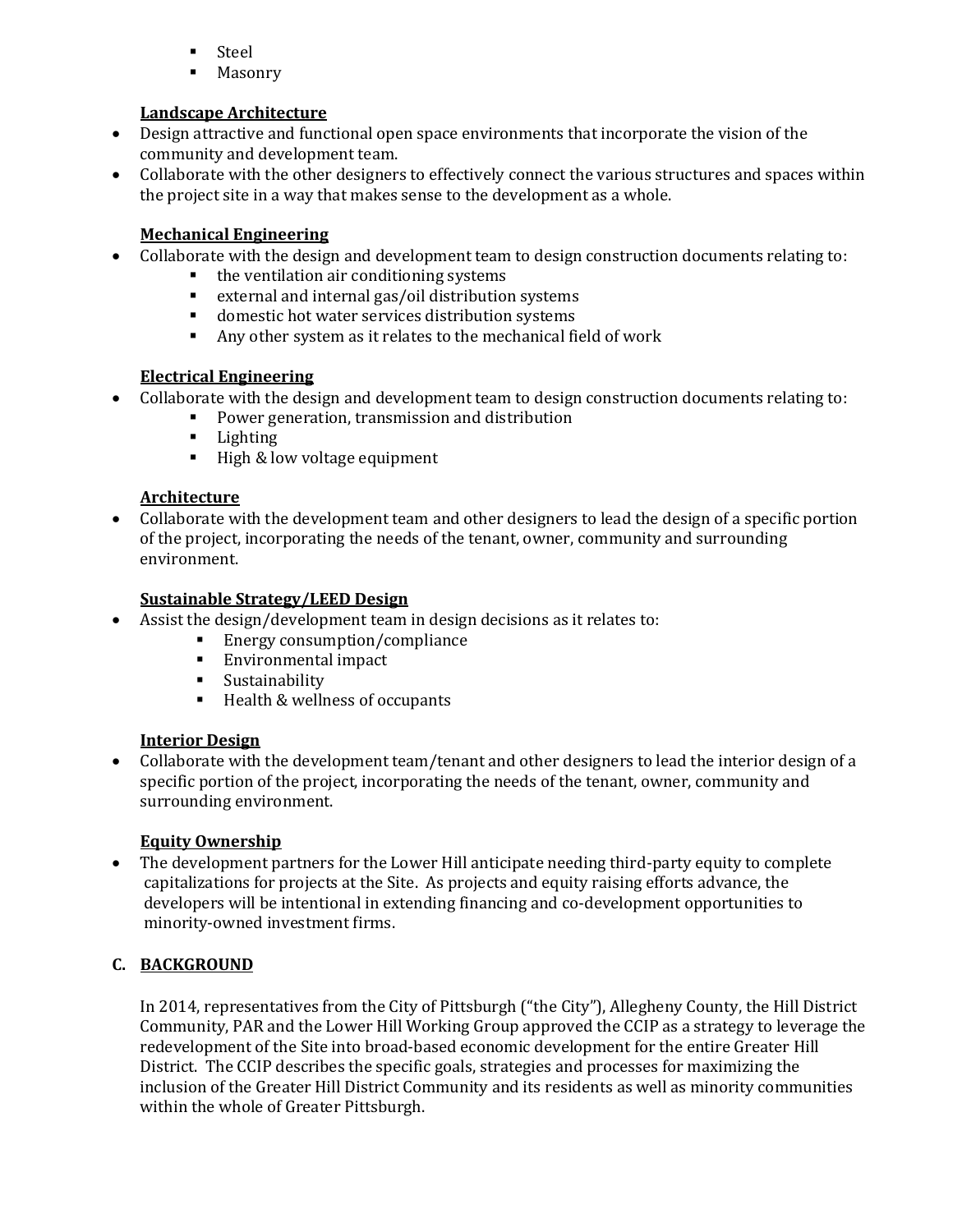- Steel
- Masonry

**Landscape Architecture**

- Design attractive and functional open space environments that incorporate the vision of the community and development team.
- Collaborate with the other designers to effectively connect the various structures and spaces within the project site in a way that makes sense to the development as a whole.

**Mechanical Engineering**

- Collaborate with the design and development team to design construction documents relating to:
  - the ventilation air conditioning systems
  - external and internal gas/oil distribution systems
  - domestic hot water services distribution systems
  - Any other system as it relates to the mechanical field of work

**Electrical Engineering**

- Collaborate with the design and development team to design construction documents relating to:
  - Power generation, transmission and distribution
  - Lighting
  - High & low voltage equipment

**Architecture**

- Collaborate with the development team and other designers to lead the design of a specific portion of the project, incorporating the needs of the tenant, owner, community and surrounding environment.

**Sustainable Strategy/LEED Design**

- Assist the design/development team in design decisions as it relates to:
  - Energy consumption/compliance
  - Environmental impact
  - Sustainability
  - Health & wellness of occupants

**Interior Design**

- Collaborate with the development team/tenant and other designers to lead the interior design of a specific portion of the project, incorporating the needs of the tenant, owner, community and surrounding environment.

**Equity Ownership**

- The development partners for the Lower Hill anticipate needing third-party equity to complete capitalizations for projects at the Site. As projects and equity raising efforts advance, the developers will be intentional in extending financing and co-development opportunities to minority-owned investment firms.

## C. BACKGROUND

In 2014, representatives from the City of Pittsburgh ("the City"), Allegheny County, the Hill District Community, PAR and the Lower Hill Working Group approved the CCIP as a strategy to leverage the redevelopment of the Site into broad-based economic development for the entire Greater Hill District. The CCIP describes the specific goals, strategies and processes for maximizing the inclusion of the Greater Hill District Community and its residents as well as minority communities within the whole of Greater Pittsburgh.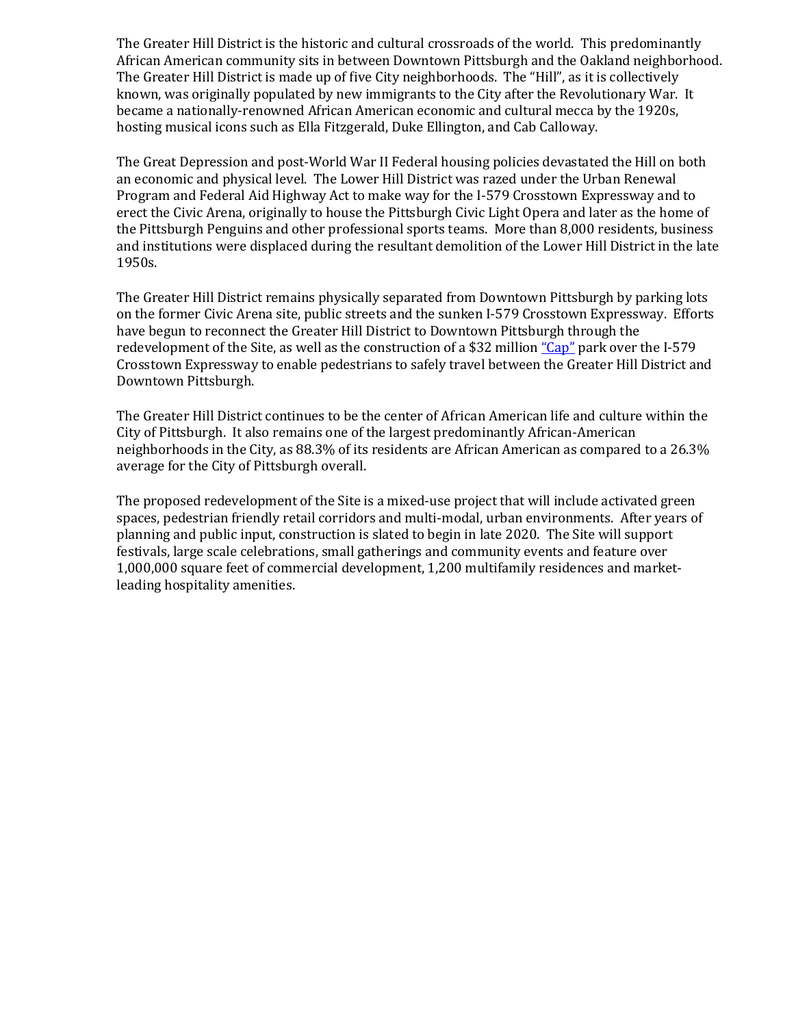The Greater Hill District is the historic and cultural crossroads of the world. This predominantly African American community sits in between Downtown Pittsburgh and the Oakland neighborhood. The Greater Hill District is made up of five City neighborhoods. The "Hill", as it is collectively known, was originally populated by new immigrants to the City after the Revolutionary War. It became a nationally-renowned African American economic and cultural mecca by the 1920s, hosting musical icons such as Ella Fitzgerald, Duke Ellington, and Cab Calloway.

The Great Depression and post-World War II Federal housing policies devastated the Hill on both an economic and physical level. The Lower Hill District was razed under the Urban Renewal Program and Federal Aid Highway Act to make way for the I-579 Crosstown Expressway and to erect the Civic Arena, originally to house the Pittsburgh Civic Light Opera and later as the home of the Pittsburgh Penguins and other professional sports teams. More than 8,000 residents, business and institutions were displaced during the resultant demolition of the Lower Hill District in the late 1950s.

The Greater Hill District remains physically separated from Downtown Pittsburgh by parking lots on the former Civic Arena site, public streets and the sunken I-579 Crosstown Expressway. Efforts have begun to reconnect the Greater Hill District to Downtown Pittsburgh through the redevelopment of the Site, as well as the construction of a $32 million "Cap" park over the I-579 Crosstown Expressway to enable pedestrians to safely travel between the Greater Hill District and Downtown Pittsburgh.

The Greater Hill District continues to be the center of African American life and culture within the City of Pittsburgh. It also remains one of the largest predominantly African-American neighborhoods in the City, as 88.3% of its residents are African American as compared to a 26.3% average for the City of Pittsburgh overall.

The proposed redevelopment of the Site is a mixed-use project that will include activated green spaces, pedestrian friendly retail corridors and multi-modal, urban environments. After years of planning and public input, construction is slated to begin in late 2020. The Site will support festivals, large scale celebrations, small gatherings and community events and feature over 1,000,000 square feet of commercial development, 1,200 multifamily residences and market-leading hospitality amenities.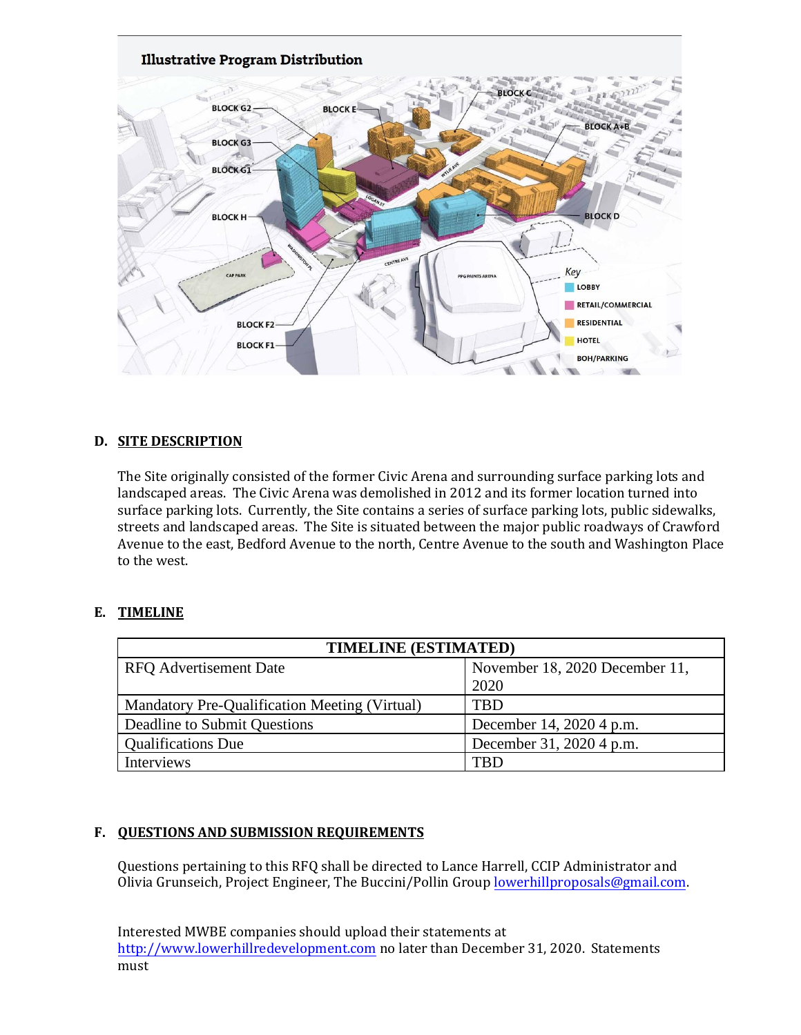**Illustrative Program Distribution**

## D. SITE DESCRIPTION

The Site originally consisted of the former Civic Arena and surrounding surface parking lots and landscaped areas. The Civic Arena was demolished in 2012 and its former location turned into surface parking lots. Currently, the Site contains a series of surface parking lots, public sidewalks, streets and landscaped areas. The Site is situated between the major public roadways of Crawford Avenue to the east, Bedford Avenue to the north, Centre Avenue to the south and Washington Place to the west.

## E. TIMELINE

| TIMELINE (ESTIMATED) | |
|---|---|
| RFQ Advertisement Date | November 18, 2020 December 11, 2020 |
| Mandatory Pre-Qualification Meeting (Virtual) | TBD |
| Deadline to Submit Questions | December 14, 2020 4 p.m. |
| Qualifications Due | December 31, 2020 4 p.m. |
| Interviews | TBD |

## F. QUESTIONS AND SUBMISSION REQUIREMENTS

Questions pertaining to this RFQ shall be directed to Lance Harrell, CCIP Administrator and Olivia Grunseich, Project Engineer, The Buccini/Pollin Group lowerhillproposals@gmail.com.

Interested MWBE companies should upload their statements at http://www.lowerhillredevelopment.com no later than December 31, 2020. Statements must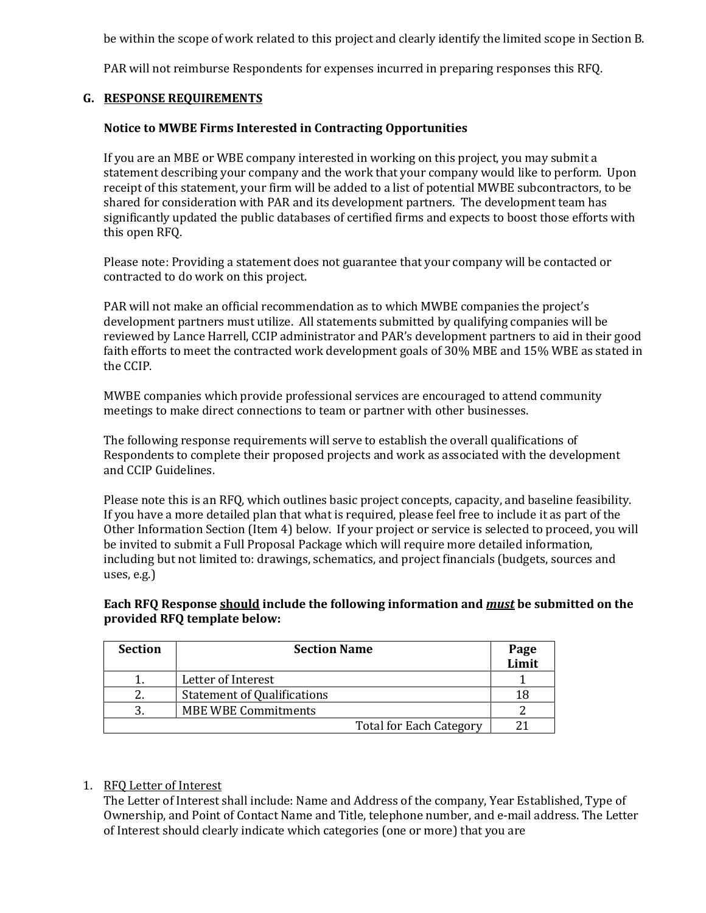be within the scope of work related to this project and clearly identify the limited scope in Section B.

PAR will not reimburse Respondents for expenses incurred in preparing responses this RFQ.

## G. RESPONSE REQUIREMENTS

**Notice to MWBE Firms Interested in Contracting Opportunities**

If you are an MBE or WBE company interested in working on this project, you may submit a statement describing your company and the work that your company would like to perform. Upon receipt of this statement, your firm will be added to a list of potential MWBE subcontractors, to be shared for consideration with PAR and its development partners. The development team has significantly updated the public databases of certified firms and expects to boost those efforts with this open RFQ.

Please note: Providing a statement does not guarantee that your company will be contacted or contracted to do work on this project.

PAR will not make an official recommendation as to which MWBE companies the project's development partners must utilize. All statements submitted by qualifying companies will be reviewed by Lance Harrell, CCIP administrator and PAR's development partners to aid in their good faith efforts to meet the contracted work development goals of 30% MBE and 15% WBE as stated in the CCIP.

MWBE companies which provide professional services are encouraged to attend community meetings to make direct connections to team or partner with other businesses.

The following response requirements will serve to establish the overall qualifications of Respondents to complete their proposed projects and work as associated with the development and CCIP Guidelines.

Please note this is an RFQ, which outlines basic project concepts, capacity, and baseline feasibility. If you have a more detailed plan that what is required, please feel free to include it as part of the Other Information Section (Item 4) below. If your project or service is selected to proceed, you will be invited to submit a Full Proposal Package which will require more detailed information, including but not limited to: drawings, schematics, and project financials (budgets, sources and uses, e.g.)

**Each RFQ Response <u>should</u> include the following information and <u>*must*</u> be submitted on the provided RFQ template below:**

| Section | Section Name | Page Limit |
|---|---|---|
| 1. | Letter of Interest | 1 |
| 2. | Statement of Qualifications | 18 |
| 3. | MBE WBE Commitments | 2 |
| | Total for Each Category | 21 |

1. <u>RFQ Letter of Interest</u>
   The Letter of Interest shall include: Name and Address of the company, Year Established, Type of Ownership, and Point of Contact Name and Title, telephone number, and e-mail address. The Letter of Interest should clearly indicate which categories (one or more) that you are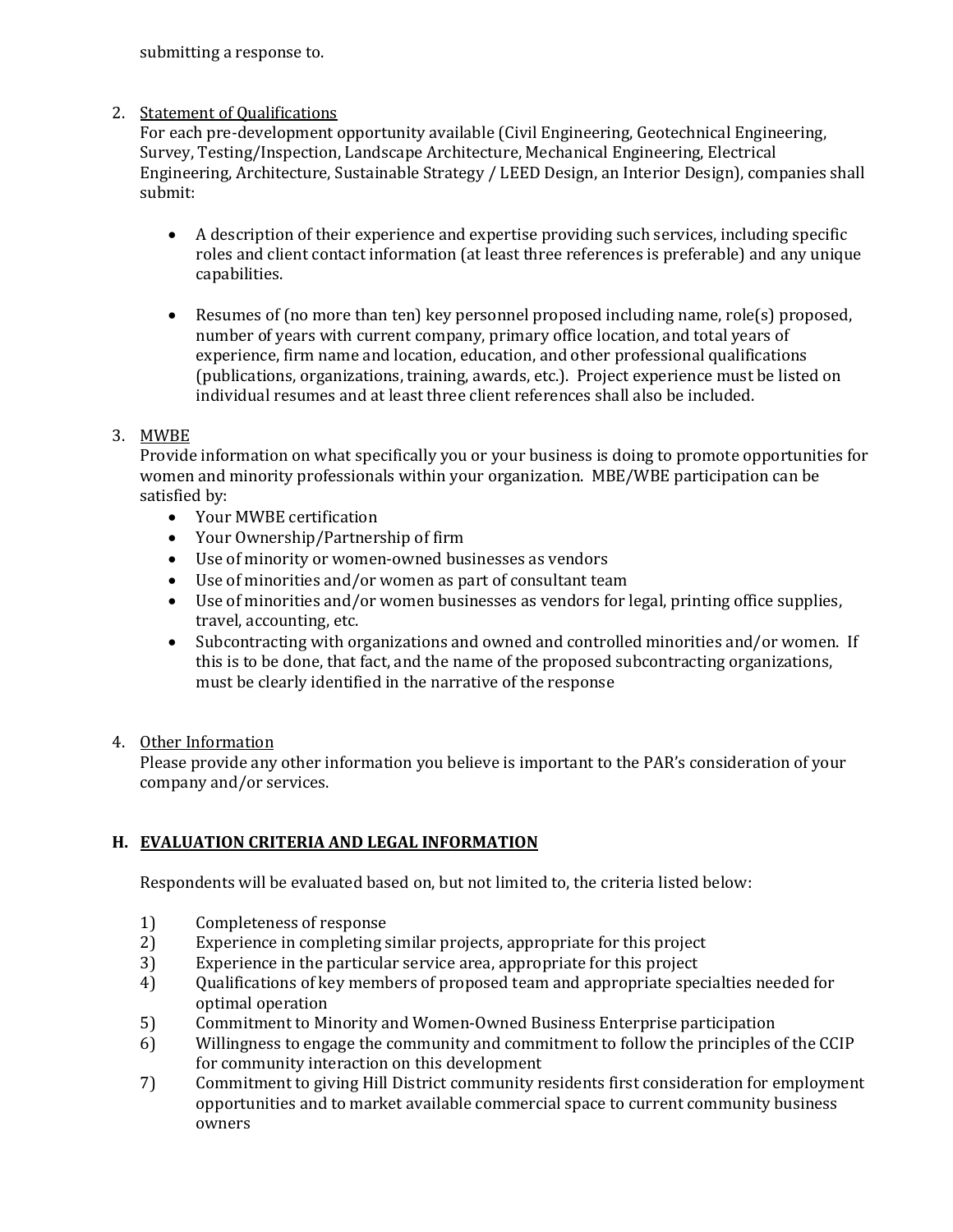submitting a response to.

2. <u>Statement of Qualifications</u>
   For each pre-development opportunity available (Civil Engineering, Geotechnical Engineering, Survey, Testing/Inspection, Landscape Architecture, Mechanical Engineering, Electrical Engineering, Architecture, Sustainable Strategy / LEED Design, an Interior Design), companies shall submit:

   - A description of their experience and expertise providing such services, including specific roles and client contact information (at least three references is preferable) and any unique capabilities.

   - Resumes of (no more than ten) key personnel proposed including name, role(s) proposed, number of years with current company, primary office location, and total years of experience, firm name and location, education, and other professional qualifications (publications, organizations, training, awards, etc.). Project experience must be listed on individual resumes and at least three client references shall also be included.

3. <u>MWBE</u>
   Provide information on what specifically you or your business is doing to promote opportunities for women and minority professionals within your organization. MBE/WBE participation can be satisfied by:
   - Your MWBE certification
   - Your Ownership/Partnership of firm
   - Use of minority or women-owned businesses as vendors
   - Use of minorities and/or women as part of consultant team
   - Use of minorities and/or women businesses as vendors for legal, printing office supplies, travel, accounting, etc.
   - Subcontracting with organizations and owned and controlled minorities and/or women. If this is to be done, that fact, and the name of the proposed subcontracting organizations, must be clearly identified in the narrative of the response

4. <u>Other Information</u>
   Please provide any other information you believe is important to the PAR's consideration of your company and/or services.

## H. EVALUATION CRITERIA AND LEGAL INFORMATION

Respondents will be evaluated based on, but not limited to, the criteria listed below:

1) Completeness of response
2) Experience in completing similar projects, appropriate for this project
3) Experience in the particular service area, appropriate for this project
4) Qualifications of key members of proposed team and appropriate specialties needed for optimal operation
5) Commitment to Minority and Women-Owned Business Enterprise participation
6) Willingness to engage the community and commitment to follow the principles of the CCIP for community interaction on this development
7) Commitment to giving Hill District community residents first consideration for employment opportunities and to market available commercial space to current community business owners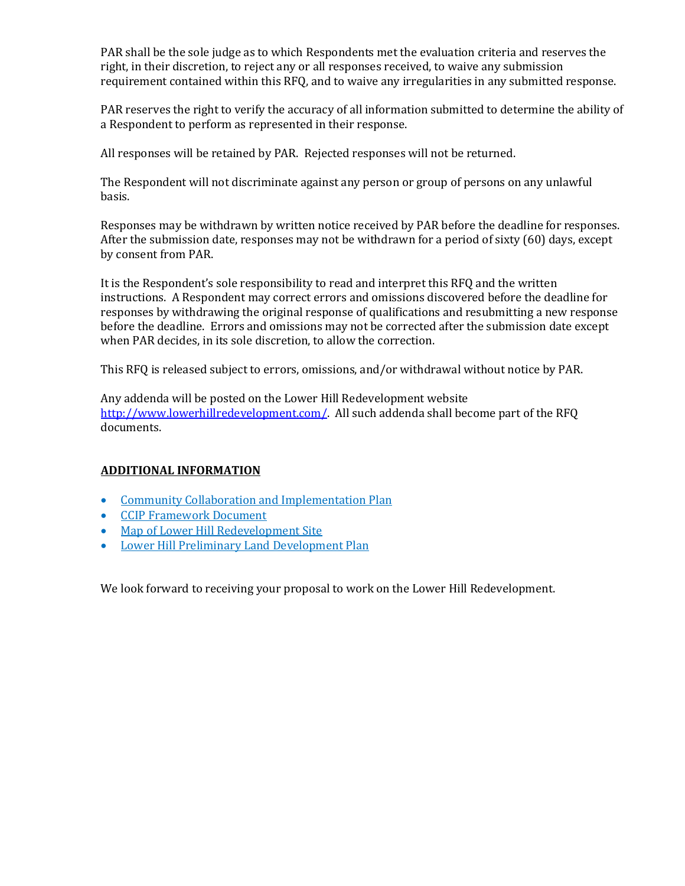PAR shall be the sole judge as to which Respondents met the evaluation criteria and reserves the right, in their discretion, to reject any or all responses received, to waive any submission requirement contained within this RFQ, and to waive any irregularities in any submitted response.

PAR reserves the right to verify the accuracy of all information submitted to determine the ability of a Respondent to perform as represented in their response.

All responses will be retained by PAR. Rejected responses will not be returned.

The Respondent will not discriminate against any person or group of persons on any unlawful basis.

Responses may be withdrawn by written notice received by PAR before the deadline for responses. After the submission date, responses may not be withdrawn for a period of sixty (60) days, except by consent from PAR.

It is the Respondent's sole responsibility to read and interpret this RFQ and the written instructions. A Respondent may correct errors and omissions discovered before the deadline for responses by withdrawing the original response of qualifications and resubmitting a new response before the deadline. Errors and omissions may not be corrected after the submission date except when PAR decides, in its sole discretion, to allow the correction.

This RFQ is released subject to errors, omissions, and/or withdrawal without notice by PAR.

Any addenda will be posted on the Lower Hill Redevelopment website http://www.lowerhillredevelopment.com/. All such addenda shall become part of the RFQ documents.

## ADDITIONAL INFORMATION

- Community Collaboration and Implementation Plan
- CCIP Framework Document
- Map of Lower Hill Redevelopment Site
- Lower Hill Preliminary Land Development Plan

We look forward to receiving your proposal to work on the Lower Hill Redevelopment.